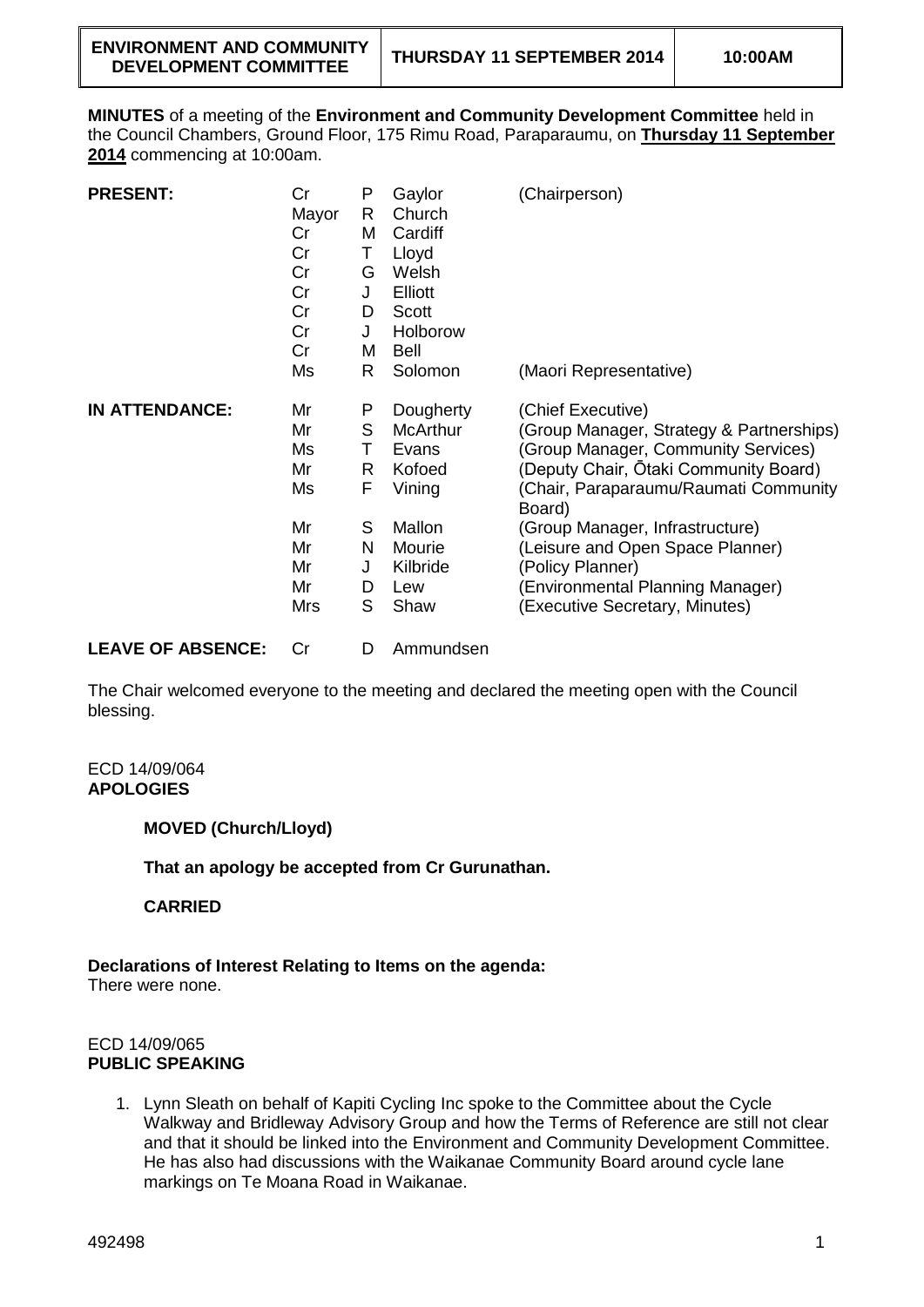| ENVIRONMENT AND COMMUNITY DEVELOPMENT COMMITTEE | THURSDAY 11 SEPTEMBER 2014 | 10:00AM |
|---|---|---|

**MINUTES** of a meeting of the **Environment and Community Development Committee** held in the Council Chambers, Ground Floor, 175 Rimu Road, Paraparaumu, on **Thursday 11 September 2014** commencing at 10:00am.

| | | | | |
|---|---|---|---|---|
| **PRESENT:** | Cr | P | Gaylor | (Chairperson) |
| | Mayor | R | Church | |
| | Cr | M | Cardiff | |
| | Cr | T | Lloyd | |
| | Cr | G | Welsh | |
| | Cr | J | Elliott | |
| | Cr | D | Scott | |
| | Cr | J | Holborow | |
| | Cr | M | Bell | |
| | Ms | R | Solomon | (Maori Representative) |
| **IN ATTENDANCE:** | Mr | P | Dougherty | (Chief Executive) |
| | Mr | S | McArthur | (Group Manager, Strategy & Partnerships) |
| | Ms | T | Evans | (Group Manager, Community Services) |
| | Mr | R | Kofoed | (Deputy Chair, Ōtaki Community Board) |
| | Ms | F | Vining | (Chair, Paraparaumu/Raumati Community Board) |
| | Mr | S | Mallon | (Group Manager, Infrastructure) |
| | Mr | N | Mourie | (Leisure and Open Space Planner) |
| | Mr | J | Kilbride | (Policy Planner) |
| | Mr | D | Lew | (Environmental Planning Manager) |
| | Mrs | S | Shaw | (Executive Secretary, Minutes) |
| **LEAVE OF ABSENCE:** | Cr | D | Ammundsen | |

The Chair welcomed everyone to the meeting and declared the meeting open with the Council blessing.

ECD 14/09/064
**APOLOGIES**

**MOVED (Church/Lloyd)**

**That an apology be accepted from Cr Gurunathan.**

**CARRIED**

**Declarations of Interest Relating to Items on the agenda:**
There were none.

ECD 14/09/065
**PUBLIC SPEAKING**

1. Lynn Sleath on behalf of Kapiti Cycling Inc spoke to the Committee about the Cycle Walkway and Bridleway Advisory Group and how the Terms of Reference are still not clear and that it should be linked into the Environment and Community Development Committee. He has also had discussions with the Waikanae Community Board around cycle lane markings on Te Moana Road in Waikanae.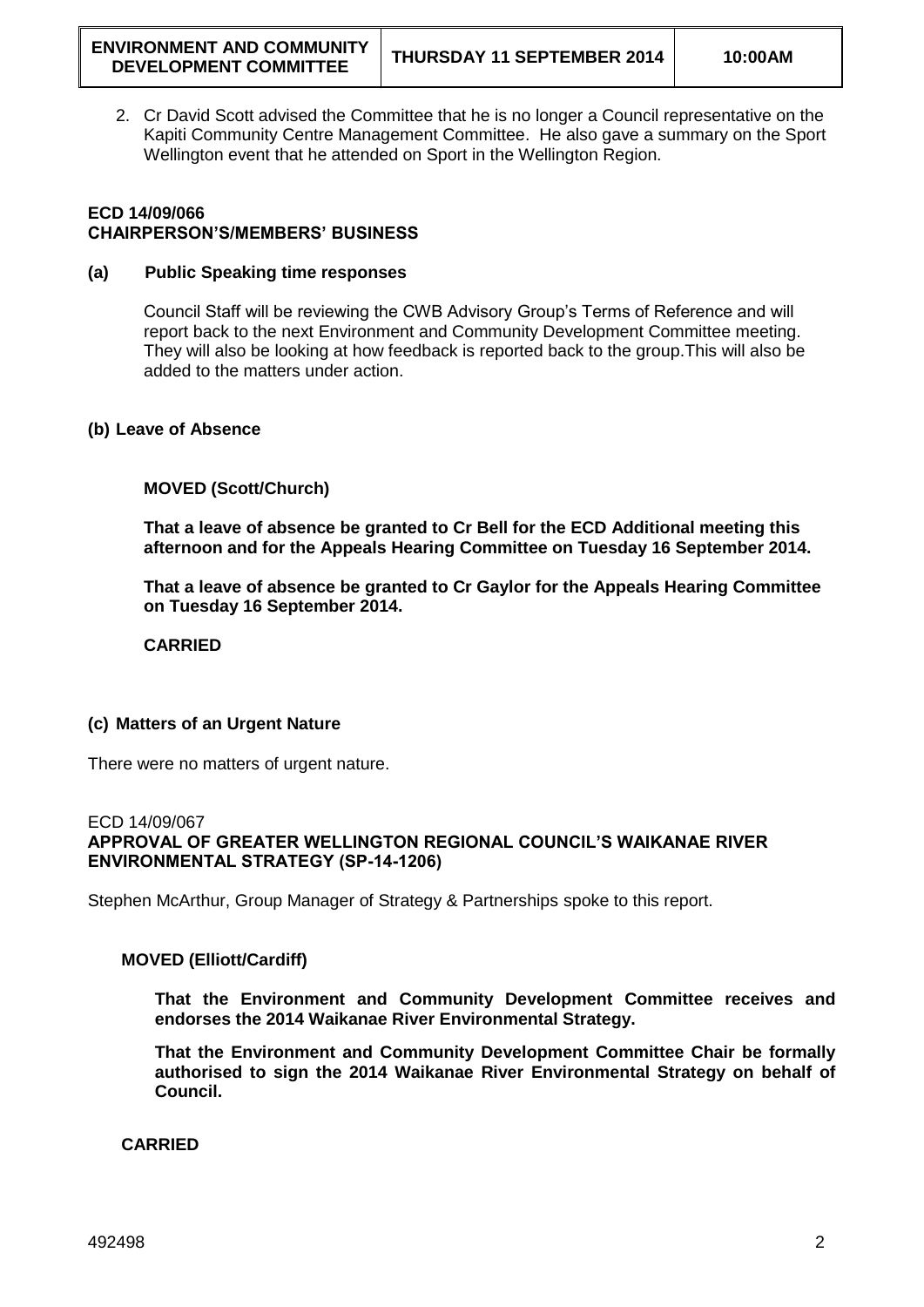2. Cr David Scott advised the Committee that he is no longer a Council representative on the Kapiti Community Centre Management Committee. He also gave a summary on the Sport Wellington event that he attended on Sport in the Wellington Region.

**ECD 14/09/066**
**CHAIRPERSON'S/MEMBERS' BUSINESS**

**(a) Public Speaking time responses**

Council Staff will be reviewing the CWB Advisory Group's Terms of Reference and will report back to the next Environment and Community Development Committee meeting. They will also be looking at how feedback is reported back to the group.This will also be added to the matters under action.

**(b) Leave of Absence**

**MOVED (Scott/Church)**

**That a leave of absence be granted to Cr Bell for the ECD Additional meeting this afternoon and for the Appeals Hearing Committee on Tuesday 16 September 2014.**

**That a leave of absence be granted to Cr Gaylor for the Appeals Hearing Committee on Tuesday 16 September 2014.**

**CARRIED**

**(c) Matters of an Urgent Nature**

There were no matters of urgent nature.

ECD 14/09/067
**APPROVAL OF GREATER WELLINGTON REGIONAL COUNCIL'S WAIKANAE RIVER ENVIRONMENTAL STRATEGY (SP-14-1206)**

Stephen McArthur, Group Manager of Strategy & Partnerships spoke to this report.

**MOVED (Elliott/Cardiff)**

**That the Environment and Community Development Committee receives and endorses the 2014 Waikanae River Environmental Strategy.**

**That the Environment and Community Development Committee Chair be formally authorised to sign the 2014 Waikanae River Environmental Strategy on behalf of Council.**

**CARRIED**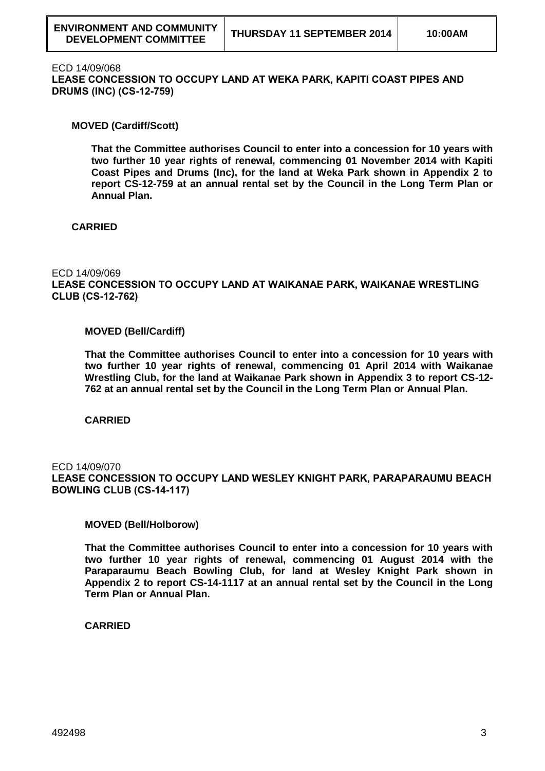ECD 14/09/068

**LEASE CONCESSION TO OCCUPY LAND AT WEKA PARK, KAPITI COAST PIPES AND DRUMS (INC) (CS-12-759)**

**MOVED (Cardiff/Scott)**

**That the Committee authorises Council to enter into a concession for 10 years with two further 10 year rights of renewal, commencing 01 November 2014 with Kapiti Coast Pipes and Drums (Inc), for the land at Weka Park shown in Appendix 2 to report CS-12-759 at an annual rental set by the Council in the Long Term Plan or Annual Plan.**

**CARRIED**

ECD 14/09/069

**LEASE CONCESSION TO OCCUPY LAND AT WAIKANAE PARK, WAIKANAE WRESTLING CLUB (CS-12-762)**

**MOVED (Bell/Cardiff)**

**That the Committee authorises Council to enter into a concession for 10 years with two further 10 year rights of renewal, commencing 01 April 2014 with Waikanae Wrestling Club, for the land at Waikanae Park shown in Appendix 3 to report CS-12-762 at an annual rental set by the Council in the Long Term Plan or Annual Plan.**

**CARRIED**

ECD 14/09/070

**LEASE CONCESSION TO OCCUPY LAND WESLEY KNIGHT PARK, PARAPARAUMU BEACH BOWLING CLUB (CS-14-117)**

**MOVED (Bell/Holborow)**

**That the Committee authorises Council to enter into a concession for 10 years with two further 10 year rights of renewal, commencing 01 August 2014 with the Paraparaumu Beach Bowling Club, for land at Wesley Knight Park shown in Appendix 2 to report CS-14-1117 at an annual rental set by the Council in the Long Term Plan or Annual Plan.**

**CARRIED**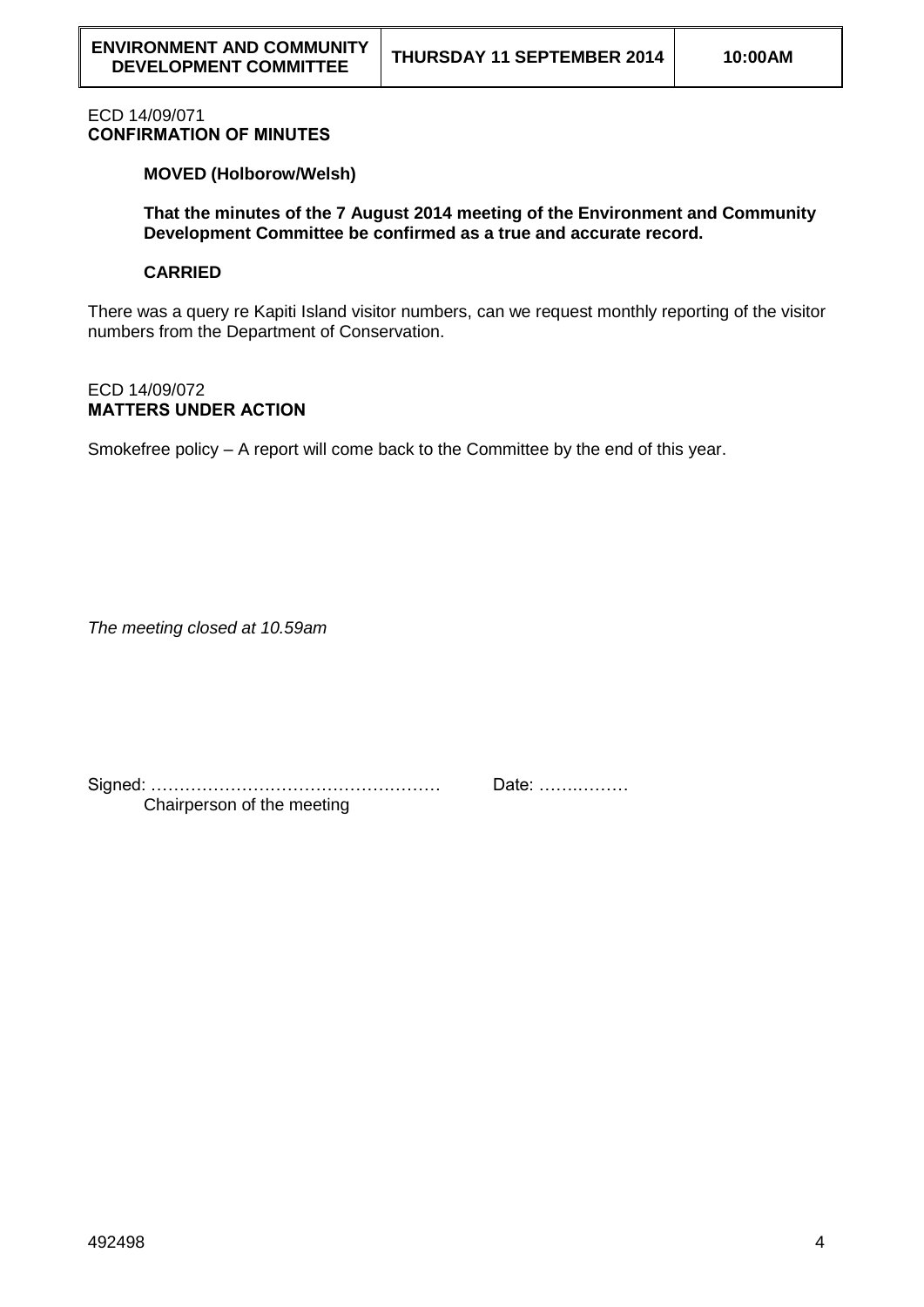ECD 14/09/071
**CONFIRMATION OF MINUTES**

**MOVED (Holborow/Welsh)**

**That the minutes of the 7 August 2014 meeting of the Environment and Community Development Committee be confirmed as a true and accurate record.**

**CARRIED**

There was a query re Kapiti Island visitor numbers, can we request monthly reporting of the visitor numbers from the Department of Conservation.

ECD 14/09/072
**MATTERS UNDER ACTION**

Smokefree policy – A report will come back to the Committee by the end of this year.

*The meeting closed at 10.59am*

Signed: …………………………………………… Date: ……………
Chairperson of the meeting